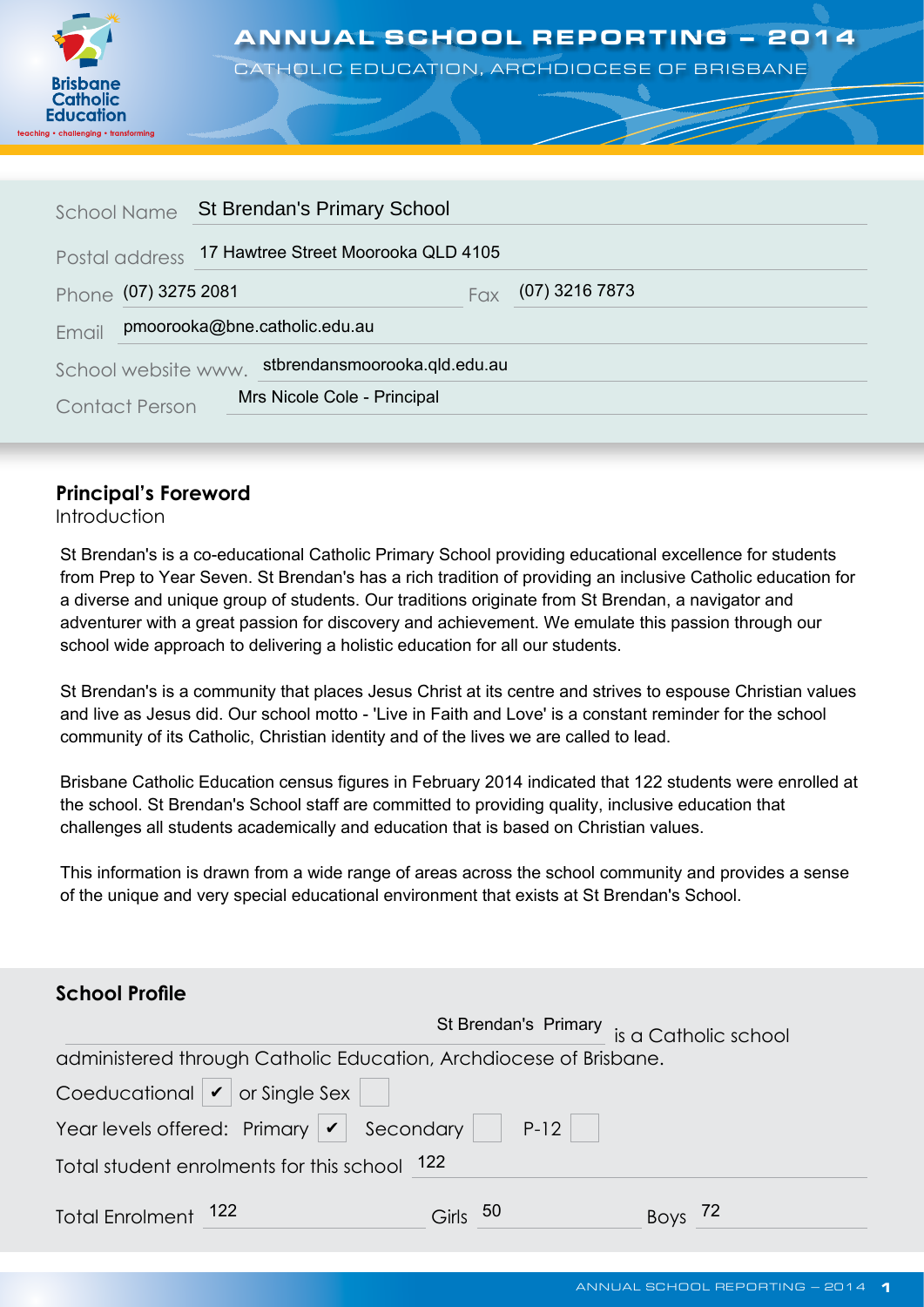# ANNUAL SCHOOL REPORTING – 2014

CATHOLIC EDUCATION, ARCHDIOCESE OF BRISBANE

Brisbane Catholic Education

teaching • challenging • transforming

| | |
|---|---|
| School Name | St Brendan's Primary School |
| Postal address | 17 Hawtree Street Moorooka QLD 4105 |
| Phone | (07) 3275 2081 |
| Fax | (07) 3216 7873 |
| Email | pmoorooka@bne.catholic.edu.au |
| School website www. | stbrendansmoorooka.qld.edu.au |
| Contact Person | Mrs Nicole Cole - Principal |

## Principal's Foreword

Introduction

St Brendan's is a co-educational Catholic Primary School providing educational excellence for students from Prep to Year Seven. St Brendan's has a rich tradition of providing an inclusive Catholic education for a diverse and unique group of students. Our traditions originate from St Brendan, a navigator and adventurer with a great passion for discovery and achievement. We emulate this passion through our school wide approach to delivering a holistic education for all our students.

St Brendan's is a community that places Jesus Christ at its centre and strives to espouse Christian values and live as Jesus did. Our school motto - 'Live in Faith and Love' is a constant reminder for the school community of its Catholic, Christian identity and of the lives we are called to lead.

Brisbane Catholic Education census figures in February 2014 indicated that 122 students were enrolled at the school. St Brendan's School staff are committed to providing quality, inclusive education that challenges all students academically and education that is based on Christian values.

This information is drawn from a wide range of areas across the school community and provides a sense of the unique and very special educational environment that exists at St Brendan's School.

## School Profile

St Brendan's Primary is a Catholic school administered through Catholic Education, Archdiocese of Brisbane.

Coeducational ✔ or Single Sex ☐

Year levels offered: Primary ✔ Secondary ☐ P-12 ☐

Total student enrolments for this school 122

Total Enrolment 122 Girls 50 Boys 72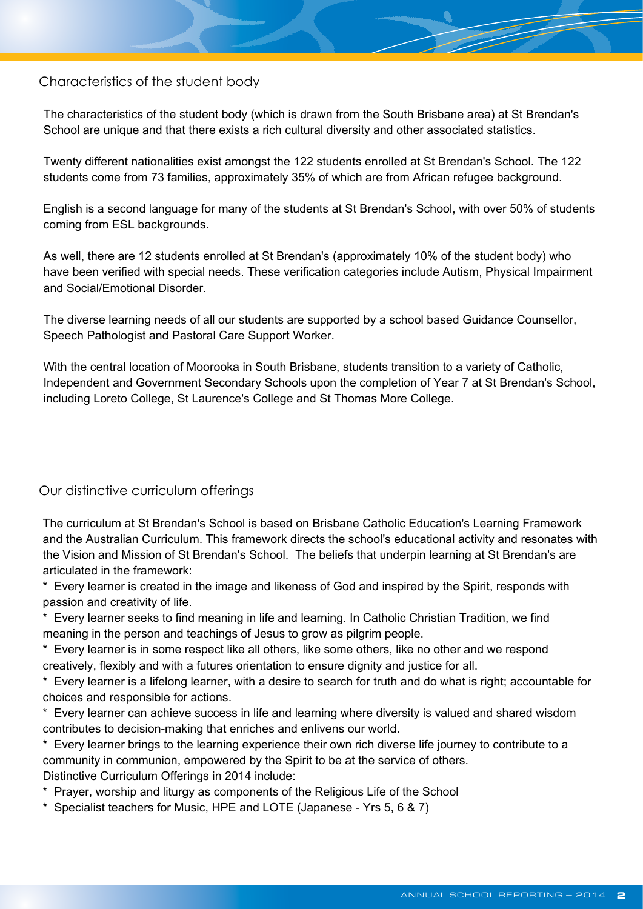## Characteristics of the student body

The characteristics of the student body (which is drawn from the South Brisbane area) at St Brendan's School are unique and that there exists a rich cultural diversity and other associated statistics.

Twenty different nationalities exist amongst the 122 students enrolled at St Brendan's School. The 122 students come from 73 families, approximately 35% of which are from African refugee background.

English is a second language for many of the students at St Brendan's School, with over 50% of students coming from ESL backgrounds.

As well, there are 12 students enrolled at St Brendan's (approximately 10% of the student body) who have been verified with special needs. These verification categories include Autism, Physical Impairment and Social/Emotional Disorder.

The diverse learning needs of all our students are supported by a school based Guidance Counsellor, Speech Pathologist and Pastoral Care Support Worker.

With the central location of Moorooka in South Brisbane, students transition to a variety of Catholic, Independent and Government Secondary Schools upon the completion of Year 7 at St Brendan's School, including Loreto College, St Laurence's College and St Thomas More College.

## Our distinctive curriculum offerings

The curriculum at St Brendan's School is based on Brisbane Catholic Education's Learning Framework and the Australian Curriculum. This framework directs the school's educational activity and resonates with the Vision and Mission of St Brendan's School. The beliefs that underpin learning at St Brendan's are articulated in the framework:

* Every learner is created in the image and likeness of God and inspired by the Spirit, responds with passion and creativity of life.
* Every learner seeks to find meaning in life and learning. In Catholic Christian Tradition, we find meaning in the person and teachings of Jesus to grow as pilgrim people.
* Every learner is in some respect like all others, like some others, like no other and we respond creatively, flexibly and with a futures orientation to ensure dignity and justice for all.
* Every learner is a lifelong learner, with a desire to search for truth and do what is right; accountable for choices and responsible for actions.
* Every learner can achieve success in life and learning where diversity is valued and shared wisdom contributes to decision-making that enriches and enlivens our world.
* Every learner brings to the learning experience their own rich diverse life journey to contribute to a community in communion, empowered by the Spirit to be at the service of others.

Distinctive Curriculum Offerings in 2014 include:

* Prayer, worship and liturgy as components of the Religious Life of the School
* Specialist teachers for Music, HPE and LOTE (Japanese - Yrs 5, 6 & 7)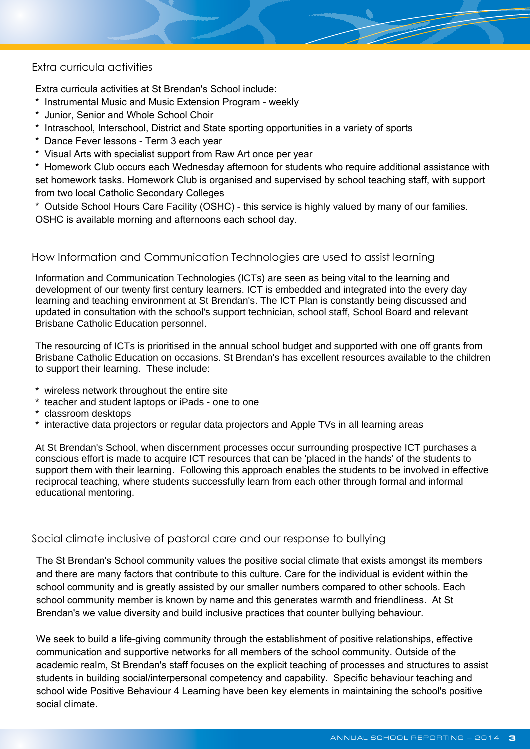## Extra curricula activities

Extra curricula activities at St Brendan's School include:

* Instrumental Music and Music Extension Program - weekly
* Junior, Senior and Whole School Choir
* Intraschool, Interschool, District and State sporting opportunities in a variety of sports
* Dance Fever lessons - Term 3 each year
* Visual Arts with specialist support from Raw Art once per year
* Homework Club occurs each Wednesday afternoon for students who require additional assistance with set homework tasks. Homework Club is organised and supervised by school teaching staff, with support from two local Catholic Secondary Colleges
* Outside School Hours Care Facility (OSHC) - this service is highly valued by many of our families. OSHC is available morning and afternoons each school day.

## How Information and Communication Technologies are used to assist learning

Information and Communication Technologies (ICTs) are seen as being vital to the learning and development of our twenty first century learners. ICT is embedded and integrated into the every day learning and teaching environment at St Brendan's. The ICT Plan is constantly being discussed and updated in consultation with the school's support technician, school staff, School Board and relevant Brisbane Catholic Education personnel.

The resourcing of ICTs is prioritised in the annual school budget and supported with one off grants from Brisbane Catholic Education on occasions. St Brendan's has excellent resources available to the children to support their learning. These include:

* wireless network throughout the entire site
* teacher and student laptops or iPads - one to one
* classroom desktops
* interactive data projectors or regular data projectors and Apple TVs in all learning areas

At St Brendan's School, when discernment processes occur surrounding prospective ICT purchases a conscious effort is made to acquire ICT resources that can be 'placed in the hands' of the students to support them with their learning. Following this approach enables the students to be involved in effective reciprocal teaching, where students successfully learn from each other through formal and informal educational mentoring.

## Social climate inclusive of pastoral care and our response to bullying

The St Brendan's School community values the positive social climate that exists amongst its members and there are many factors that contribute to this culture. Care for the individual is evident within the school community and is greatly assisted by our smaller numbers compared to other schools. Each school community member is known by name and this generates warmth and friendliness. At St Brendan's we value diversity and build inclusive practices that counter bullying behaviour.

We seek to build a life-giving community through the establishment of positive relationships, effective communication and supportive networks for all members of the school community. Outside of the academic realm, St Brendan's staff focuses on the explicit teaching of processes and structures to assist students in building social/interpersonal competency and capability. Specific behaviour teaching and school wide Positive Behaviour 4 Learning have been key elements in maintaining the school's positive social climate.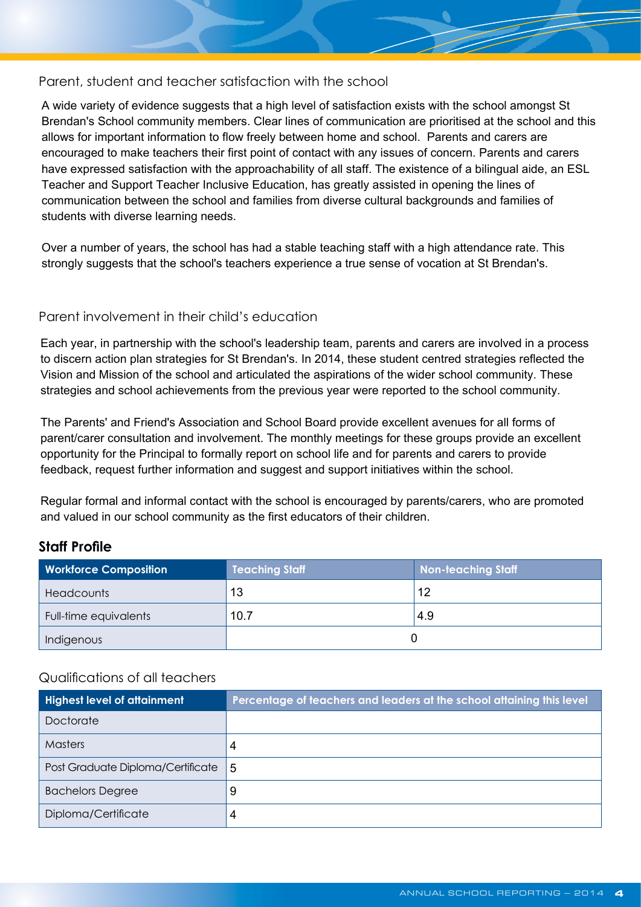## Parent, student and teacher satisfaction with the school

A wide variety of evidence suggests that a high level of satisfaction exists with the school amongst St Brendan's School community members. Clear lines of communication are prioritised at the school and this allows for important information to flow freely between home and school. Parents and carers are encouraged to make teachers their first point of contact with any issues of concern. Parents and carers have expressed satisfaction with the approachability of all staff. The existence of a bilingual aide, an ESL Teacher and Support Teacher Inclusive Education, has greatly assisted in opening the lines of communication between the school and families from diverse cultural backgrounds and families of students with diverse learning needs.

Over a number of years, the school has had a stable teaching staff with a high attendance rate. This strongly suggests that the school's teachers experience a true sense of vocation at St Brendan's.

## Parent involvement in their child's education

Each year, in partnership with the school's leadership team, parents and carers are involved in a process to discern action plan strategies for St Brendan's. In 2014, these student centred strategies reflected the Vision and Mission of the school and articulated the aspirations of the wider school community. These strategies and school achievements from the previous year were reported to the school community.

The Parents' and Friend's Association and School Board provide excellent avenues for all forms of parent/carer consultation and involvement. The monthly meetings for these groups provide an excellent opportunity for the Principal to formally report on school life and for parents and carers to provide feedback, request further information and suggest and support initiatives within the school.

Regular formal and informal contact with the school is encouraged by parents/carers, who are promoted and valued in our school community as the first educators of their children.

## Staff Profile

| Workforce Composition | Teaching Staff | Non-teaching Staff |
|---|---|---|
| Headcounts | 13 | 12 |
| Full-time equivalents | 10.7 | 4.9 |
| Indigenous | 0 | |

## Qualifications of all teachers

| Highest level of attainment | Percentage of teachers and leaders at the school attaining this level |
|---|---|
| Doctorate | |
| Masters | 4 |
| Post Graduate Diploma/Certificate | 5 |
| Bachelors Degree | 9 |
| Diploma/Certificate | 4 |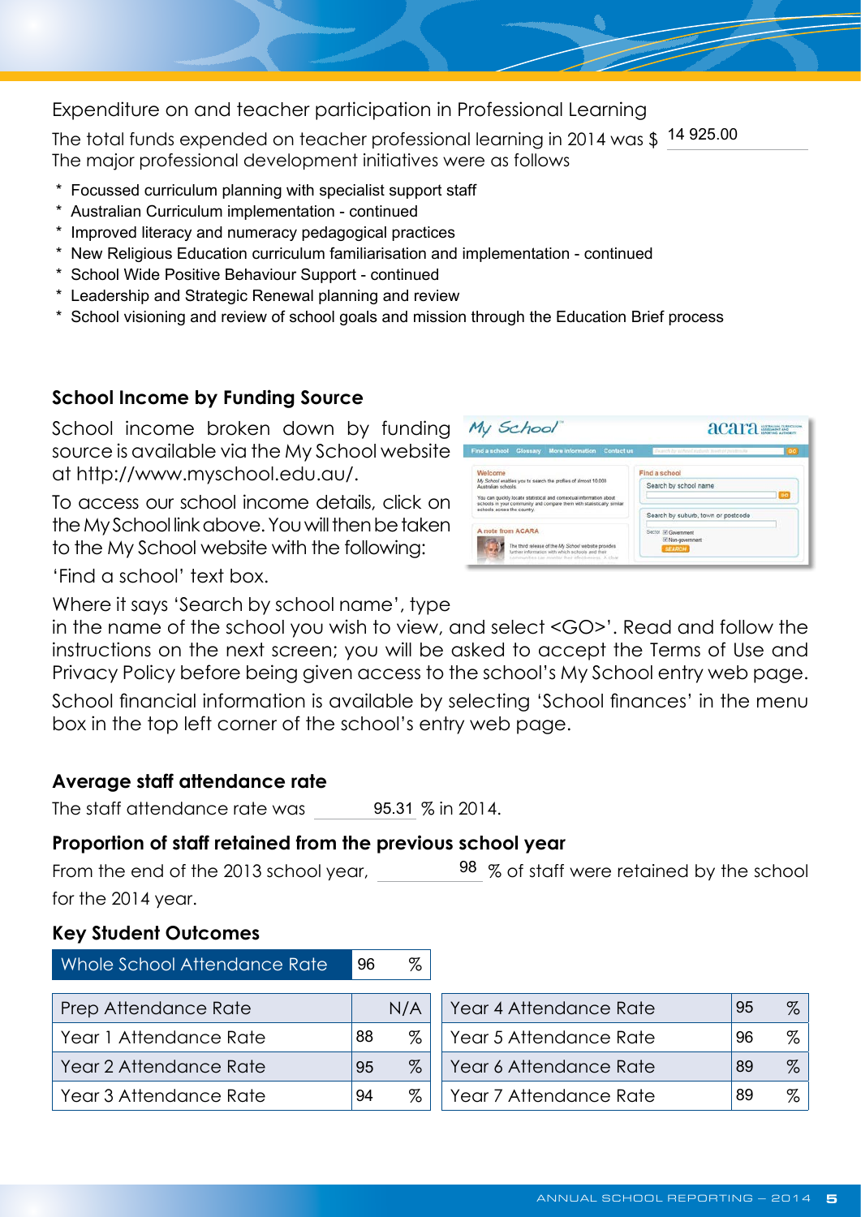## Expenditure on and teacher participation in Professional Learning

The total funds expended on teacher professional learning in 2014 was $ 14 925.00

The major professional development initiatives were as follows

* Focussed curriculum planning with specialist support staff
* Australian Curriculum implementation - continued
* Improved literacy and numeracy pedagogical practices
* New Religious Education curriculum familiarisation and implementation - continued
* School Wide Positive Behaviour Support - continued
* Leadership and Strategic Renewal planning and review
* School visioning and review of school goals and mission through the Education Brief process

### School Income by Funding Source

School income broken down by funding source is available via the My School website at http://www.myschool.edu.au/.

To access our school income details, click on the My School link above. You will then be taken to the My School website with the following:

'Find a school' text box.

Where it says 'Search by school name', type in the name of the school you wish to view, and select <GO>'. Read and follow the instructions on the next screen; you will be asked to accept the Terms of Use and Privacy Policy before being given access to the school's My School entry web page.

School financial information is available by selecting 'School finances' in the menu box in the top left corner of the school's entry web page.

### Average staff attendance rate

The staff attendance rate was 95.31 % in 2014.

### Proportion of staff retained from the previous school year

From the end of the 2013 school year, 98 % of staff were retained by the school for the 2014 year.

### Key Student Outcomes

| Whole School Attendance Rate | 96 % |
|---|---|

| Prep Attendance Rate | N/A | Year 4 Attendance Rate | 95 % |
|---|---|---|---|
| Year 1 Attendance Rate | 88 % | Year 5 Attendance Rate | 96 % |
| Year 2 Attendance Rate | 95 % | Year 6 Attendance Rate | 89 % |
| Year 3 Attendance Rate | 94 % | Year 7 Attendance Rate | 89 % |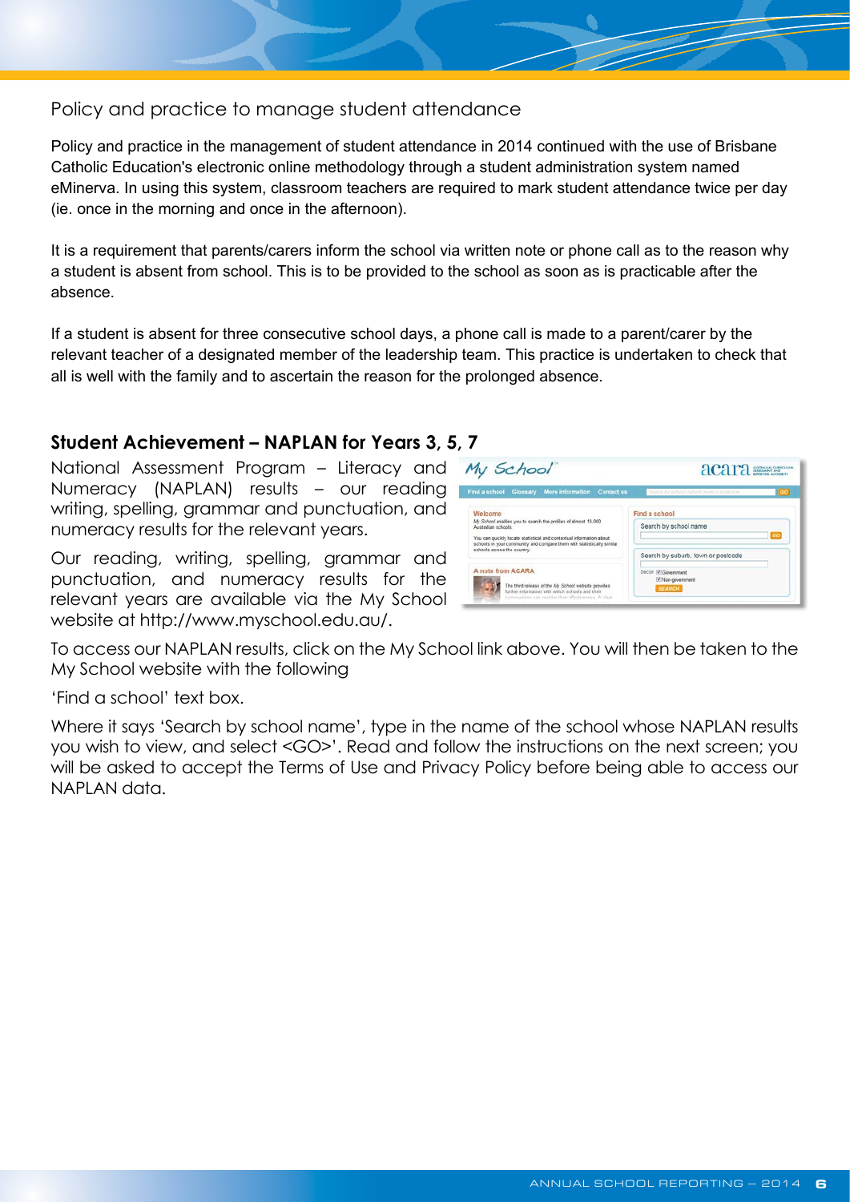## Policy and practice to manage student attendance

Policy and practice in the management of student attendance in 2014 continued with the use of Brisbane Catholic Education's electronic online methodology through a student administration system named eMinerva. In using this system, classroom teachers are required to mark student attendance twice per day (ie. once in the morning and once in the afternoon).

It is a requirement that parents/carers inform the school via written note or phone call as to the reason why a student is absent from school. This is to be provided to the school as soon as is practicable after the absence.

If a student is absent for three consecutive school days, a phone call is made to a parent/carer by the relevant teacher of a designated member of the leadership team. This practice is undertaken to check that all is well with the family and to ascertain the reason for the prolonged absence.

## Student Achievement – NAPLAN for Years 3, 5, 7

National Assessment Program – Literacy and Numeracy (NAPLAN) results – our reading writing, spelling, grammar and punctuation, and numeracy results for the relevant years.

Our reading, writing, spelling, grammar and punctuation, and numeracy results for the relevant years are available via the My School website at http://www.myschool.edu.au/.

To access our NAPLAN results, click on the My School link above. You will then be taken to the My School website with the following

'Find a school' text box.

Where it says 'Search by school name', type in the name of the school whose NAPLAN results you wish to view, and select <GO>'. Read and follow the instructions on the next screen; you will be asked to accept the Terms of Use and Privacy Policy before being able to access our NAPLAN data.